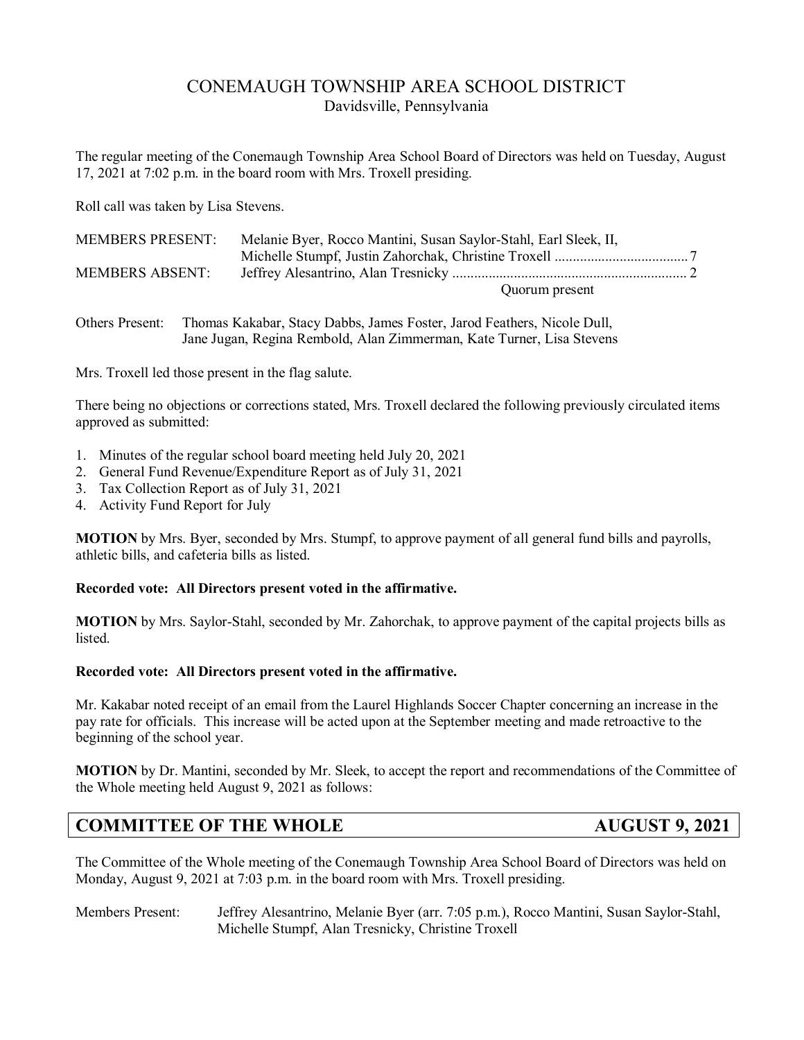# CONEMAUGH TOWNSHIP AREA SCHOOL DISTRICT

Davidsville, Pennsylvania

The regular meeting of the Conemaugh Township Area School Board of Directors was held on Tuesday, August 17, 2021 at 7:02 p.m. in the board room with Mrs. Troxell presiding.

Roll call was taken by Lisa Stevens.

| | | |
|---|---|---|
| MEMBERS PRESENT: | Melanie Byer, Rocco Mantini, Susan Saylor-Stahl, Earl Sleek, II, Michelle Stumpf, Justin Zahorchak, Christine Troxell | 7 |
| MEMBERS ABSENT: | Jeffrey Alesantrino, Alan Tresnicky | 2 |
| | Quorum present | |

Others Present: Thomas Kakabar, Stacy Dabbs, James Foster, Jarod Feathers, Nicole Dull, Jane Jugan, Regina Rembold, Alan Zimmerman, Kate Turner, Lisa Stevens

Mrs. Troxell led those present in the flag salute.

There being no objections or corrections stated, Mrs. Troxell declared the following previously circulated items approved as submitted:

1. Minutes of the regular school board meeting held July 20, 2021
2. General Fund Revenue/Expenditure Report as of July 31, 2021
3. Tax Collection Report as of July 31, 2021
4. Activity Fund Report for July

**MOTION** by Mrs. Byer, seconded by Mrs. Stumpf, to approve payment of all general fund bills and payrolls, athletic bills, and cafeteria bills as listed.

**Recorded vote: All Directors present voted in the affirmative.**

**MOTION** by Mrs. Saylor-Stahl, seconded by Mr. Zahorchak, to approve payment of the capital projects bills as listed.

**Recorded vote: All Directors present voted in the affirmative.**

Mr. Kakabar noted receipt of an email from the Laurel Highlands Soccer Chapter concerning an increase in the pay rate for officials. This increase will be acted upon at the September meeting and made retroactive to the beginning of the school year.

**MOTION** by Dr. Mantini, seconded by Mr. Sleek, to accept the report and recommendations of the Committee of the Whole meeting held August 9, 2021 as follows:

## COMMITTEE OF THE WHOLE — AUGUST 9, 2021

The Committee of the Whole meeting of the Conemaugh Township Area School Board of Directors was held on Monday, August 9, 2021 at 7:03 p.m. in the board room with Mrs. Troxell presiding.

Members Present: Jeffrey Alesantrino, Melanie Byer (arr. 7:05 p.m.), Rocco Mantini, Susan Saylor-Stahl, Michelle Stumpf, Alan Tresnicky, Christine Troxell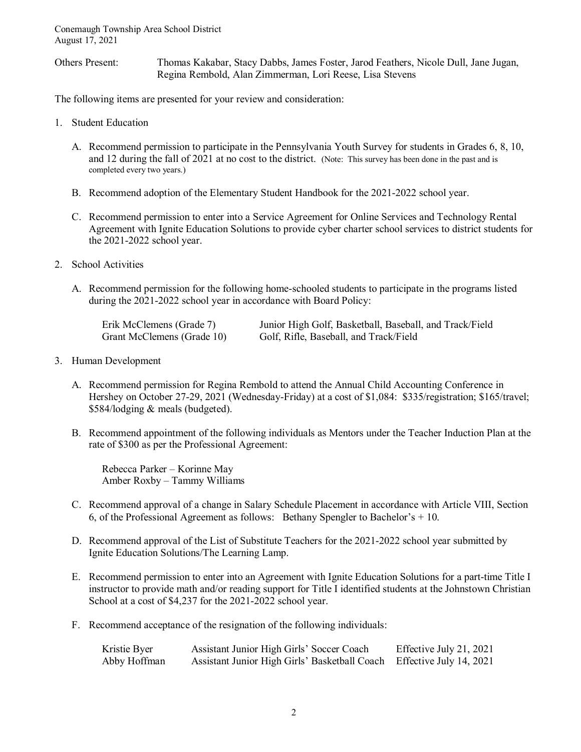Conemaugh Township Area School District
August 17, 2021

Others Present: Thomas Kakabar, Stacy Dabbs, James Foster, Jarod Feathers, Nicole Dull, Jane Jugan, Regina Rembold, Alan Zimmerman, Lori Reese, Lisa Stevens

The following items are presented for your review and consideration:

1. Student Education

   A. Recommend permission to participate in the Pennsylvania Youth Survey for students in Grades 6, 8, 10, and 12 during the fall of 2021 at no cost to the district. (Note: This survey has been done in the past and is completed every two years.)

   B. Recommend adoption of the Elementary Student Handbook for the 2021-2022 school year.

   C. Recommend permission to enter into a Service Agreement for Online Services and Technology Rental Agreement with Ignite Education Solutions to provide cyber charter school services to district students for the 2021-2022 school year.

2. School Activities

   A. Recommend permission for the following home-schooled students to participate in the programs listed during the 2021-2022 school year in accordance with Board Policy:

| | |
|---|---|
| Erik McClemens (Grade 7) | Junior High Golf, Basketball, Baseball, and Track/Field |
| Grant McClemens (Grade 10) | Golf, Rifle, Baseball, and Track/Field |

3. Human Development

   A. Recommend permission for Regina Rembold to attend the Annual Child Accounting Conference in Hershey on October 27-29, 2021 (Wednesday-Friday) at a cost of $1,084: $335/registration; $165/travel; $584/lodging & meals (budgeted).

   B. Recommend appointment of the following individuals as Mentors under the Teacher Induction Plan at the rate of $300 as per the Professional Agreement:

      Rebecca Parker – Korinne May
      Amber Roxby – Tammy Williams

   C. Recommend approval of a change in Salary Schedule Placement in accordance with Article VIII, Section 6, of the Professional Agreement as follows: Bethany Spengler to Bachelor's + 10.

   D. Recommend approval of the List of Substitute Teachers for the 2021-2022 school year submitted by Ignite Education Solutions/The Learning Lamp.

   E. Recommend permission to enter into an Agreement with Ignite Education Solutions for a part-time Title I instructor to provide math and/or reading support for Title I identified students at the Johnstown Christian School at a cost of $4,237 for the 2021-2022 school year.

   F. Recommend acceptance of the resignation of the following individuals:

| | | |
|---|---|---|
| Kristie Byer | Assistant Junior High Girls' Soccer Coach | Effective July 21, 2021 |
| Abby Hoffman | Assistant Junior High Girls' Basketball Coach | Effective July 14, 2021 |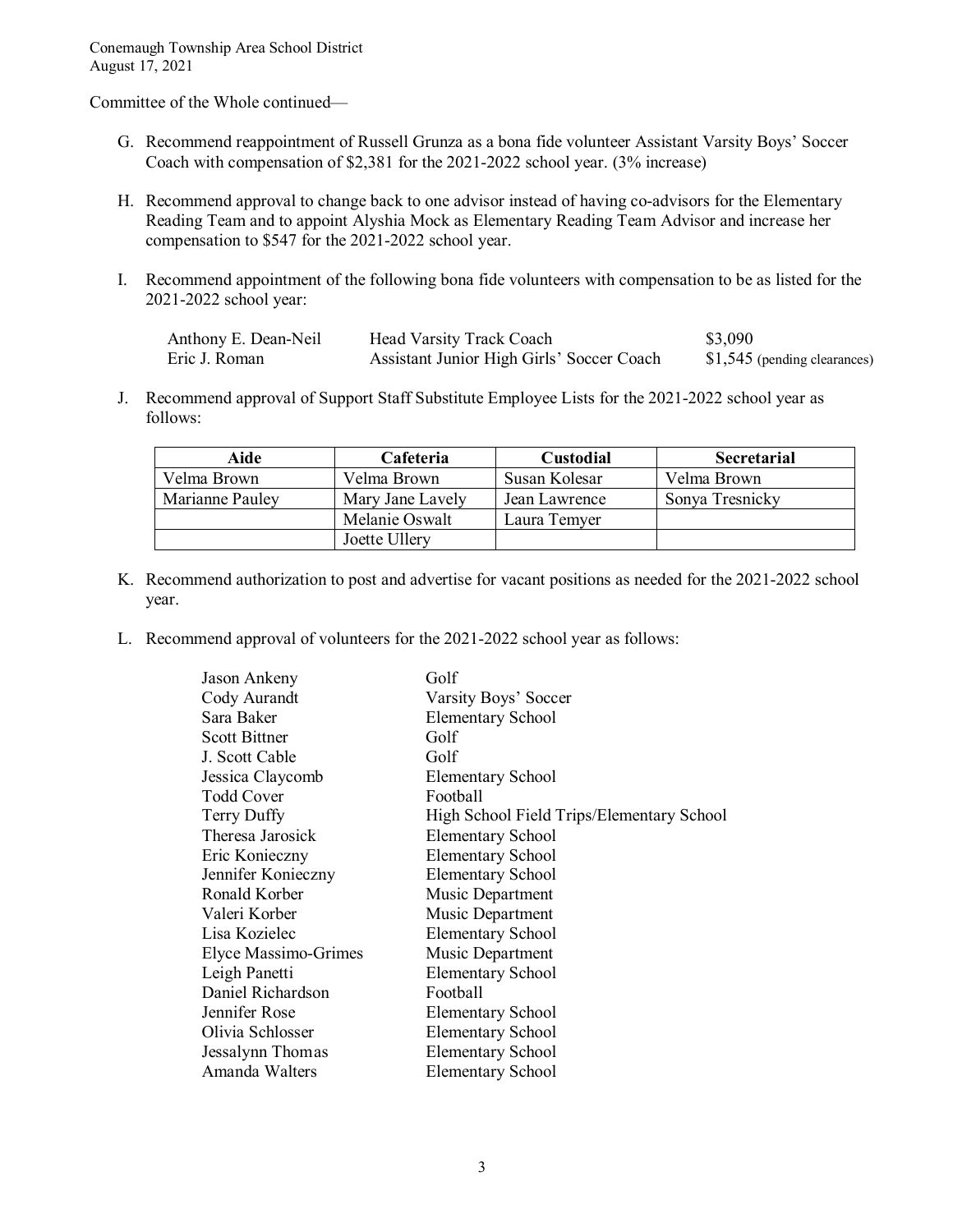Committee of the Whole continued—

G. Recommend reappointment of Russell Grunza as a bona fide volunteer Assistant Varsity Boys' Soccer Coach with compensation of $2,381 for the 2021-2022 school year. (3% increase)

H. Recommend approval to change back to one advisor instead of having co-advisors for the Elementary Reading Team and to appoint Alyshia Mock as Elementary Reading Team Advisor and increase her compensation to $547 for the 2021-2022 school year.

I. Recommend appointment of the following bona fide volunteers with compensation to be as listed for the 2021-2022 school year:

| | | |
|---|---|---|
| Anthony E. Dean-Neil | Head Varsity Track Coach | $3,090 |
| Eric J. Roman | Assistant Junior High Girls' Soccer Coach | $1,545 (pending clearances) |

J. Recommend approval of Support Staff Substitute Employee Lists for the 2021-2022 school year as follows:

| Aide | Cafeteria | Custodial | Secretarial |
|---|---|---|---|
| Velma Brown | Velma Brown | Susan Kolesar | Velma Brown |
| Marianne Pauley | Mary Jane Lavely | Jean Lawrence | Sonya Tresnicky |
| | Melanie Oswalt | Laura Temyer | |
| | Joette Ullery | | |

K. Recommend authorization to post and advertise for vacant positions as needed for the 2021-2022 school year.

L. Recommend approval of volunteers for the 2021-2022 school year as follows:

| | |
|---|---|
| Jason Ankeny | Golf |
| Cody Aurandt | Varsity Boys' Soccer |
| Sara Baker | Elementary School |
| Scott Bittner | Golf |
| J. Scott Cable | Golf |
| Jessica Claycomb | Elementary School |
| Todd Cover | Football |
| Terry Duffy | High School Field Trips/Elementary School |
| Theresa Jarosick | Elementary School |
| Eric Konieczny | Elementary School |
| Jennifer Konieczny | Elementary School |
| Ronald Korber | Music Department |
| Valeri Korber | Music Department |
| Lisa Kozielec | Elementary School |
| Elyce Massimo-Grimes | Music Department |
| Leigh Panetti | Elementary School |
| Daniel Richardson | Football |
| Jennifer Rose | Elementary School |
| Olivia Schlosser | Elementary School |
| Jessalynn Thomas | Elementary School |
| Amanda Walters | Elementary School |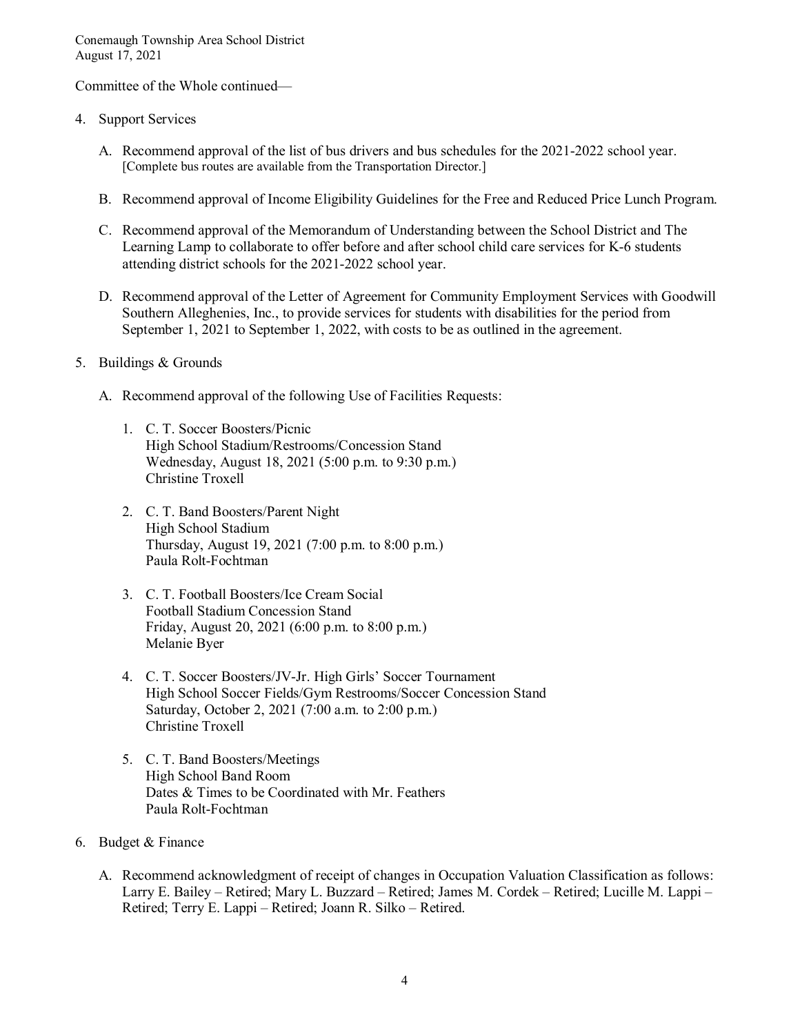Committee of the Whole continued—

4. Support Services

   A. Recommend approval of the list of bus drivers and bus schedules for the 2021-2022 school year. [Complete bus routes are available from the Transportation Director.]

   B. Recommend approval of Income Eligibility Guidelines for the Free and Reduced Price Lunch Program.

   C. Recommend approval of the Memorandum of Understanding between the School District and The Learning Lamp to collaborate to offer before and after school child care services for K-6 students attending district schools for the 2021-2022 school year.

   D. Recommend approval of the Letter of Agreement for Community Employment Services with Goodwill Southern Alleghenies, Inc., to provide services for students with disabilities for the period from September 1, 2021 to September 1, 2022, with costs to be as outlined in the agreement.

5. Buildings & Grounds

   A. Recommend approval of the following Use of Facilities Requests:

      1. C. T. Soccer Boosters/Picnic
         High School Stadium/Restrooms/Concession Stand
         Wednesday, August 18, 2021 (5:00 p.m. to 9:30 p.m.)
         Christine Troxell

      2. C. T. Band Boosters/Parent Night
         High School Stadium
         Thursday, August 19, 2021 (7:00 p.m. to 8:00 p.m.)
         Paula Rolt-Fochtman

      3. C. T. Football Boosters/Ice Cream Social
         Football Stadium Concession Stand
         Friday, August 20, 2021 (6:00 p.m. to 8:00 p.m.)
         Melanie Byer

      4. C. T. Soccer Boosters/JV-Jr. High Girls' Soccer Tournament
         High School Soccer Fields/Gym Restrooms/Soccer Concession Stand
         Saturday, October 2, 2021 (7:00 a.m. to 2:00 p.m.)
         Christine Troxell

      5. C. T. Band Boosters/Meetings
         High School Band Room
         Dates & Times to be Coordinated with Mr. Feathers
         Paula Rolt-Fochtman

6. Budget & Finance

   A. Recommend acknowledgment of receipt of changes in Occupation Valuation Classification as follows: Larry E. Bailey – Retired; Mary L. Buzzard – Retired; James M. Cordek – Retired; Lucille M. Lappi – Retired; Terry E. Lappi – Retired; Joann R. Silko – Retired.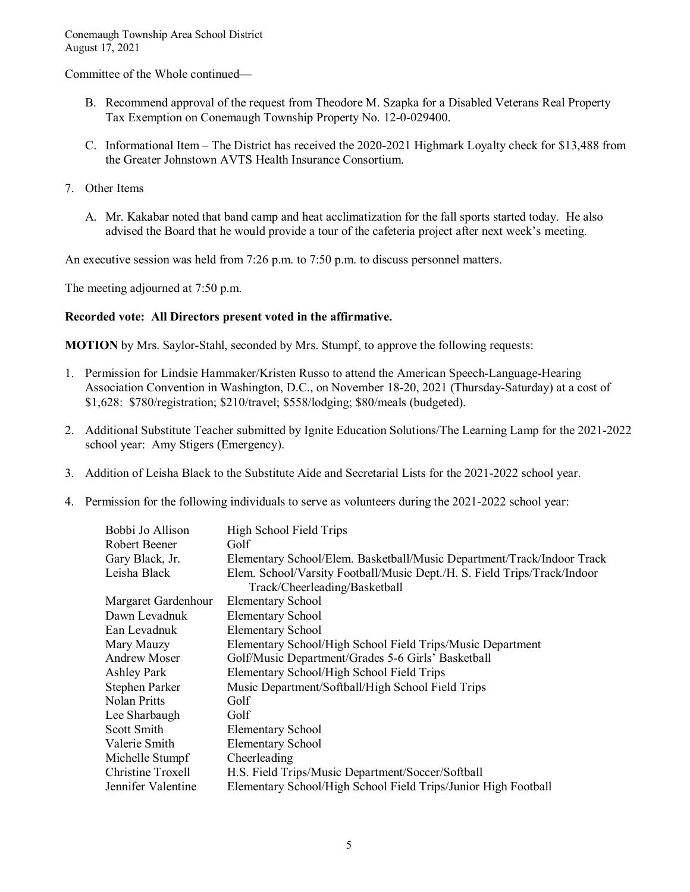Committee of the Whole continued—

B. Recommend approval of the request from Theodore M. Szapka for a Disabled Veterans Real Property Tax Exemption on Conemaugh Township Property No. 12-0-029400.

C. Informational Item – The District has received the 2020-2021 Highmark Loyalty check for $13,488 from the Greater Johnstown AVTS Health Insurance Consortium.

7. Other Items

A. Mr. Kakabar noted that band camp and heat acclimatization for the fall sports started today. He also advised the Board that he would provide a tour of the cafeteria project after next week's meeting.

An executive session was held from 7:26 p.m. to 7:50 p.m. to discuss personnel matters.

The meeting adjourned at 7:50 p.m.

**Recorded vote: All Directors present voted in the affirmative.**

**MOTION** by Mrs. Saylor-Stahl, seconded by Mrs. Stumpf, to approve the following requests:

1. Permission for Lindsie Hammaker/Kristen Russo to attend the American Speech-Language-Hearing Association Convention in Washington, D.C., on November 18-20, 2021 (Thursday-Saturday) at a cost of $1,628: $780/registration; $210/travel; $558/lodging; $80/meals (budgeted).

2. Additional Substitute Teacher submitted by Ignite Education Solutions/The Learning Lamp for the 2021-2022 school year: Amy Stigers (Emergency).

3. Addition of Leisha Black to the Substitute Aide and Secretarial Lists for the 2021-2022 school year.

4. Permission for the following individuals to serve as volunteers during the 2021-2022 school year:

| | |
|---|---|
| Bobbi Jo Allison | High School Field Trips |
| Robert Beener | Golf |
| Gary Black, Jr. | Elementary School/Elem. Basketball/Music Department/Track/Indoor Track |
| Leisha Black | Elem. School/Varsity Football/Music Dept./H. S. Field Trips/Track/Indoor Track/Cheerleading/Basketball |
| Margaret Gardenhour | Elementary School |
| Dawn Levadnuk | Elementary School |
| Ean Levadnuk | Elementary School |
| Mary Mauzy | Elementary School/High School Field Trips/Music Department |
| Andrew Moser | Golf/Music Department/Grades 5-6 Girls' Basketball |
| Ashley Park | Elementary School/High School Field Trips |
| Stephen Parker | Music Department/Softball/High School Field Trips |
| Nolan Pritts | Golf |
| Lee Sharbaugh | Golf |
| Scott Smith | Elementary School |
| Valerie Smith | Elementary School |
| Michelle Stumpf | Cheerleading |
| Christine Troxell | H.S. Field Trips/Music Department/Soccer/Softball |
| Jennifer Valentine | Elementary School/High School Field Trips/Junior High Football |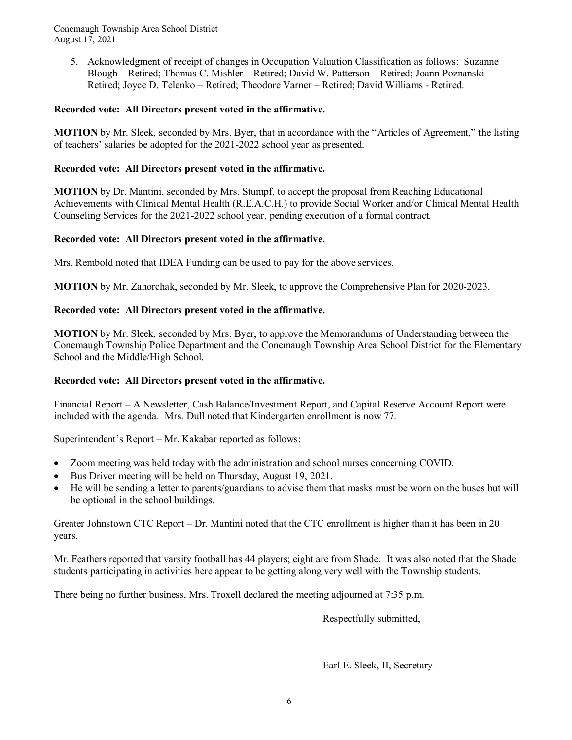5. Acknowledgment of receipt of changes in Occupation Valuation Classification as follows: Suzanne Blough – Retired; Thomas C. Mishler – Retired; David W. Patterson – Retired; Joann Poznanski – Retired; Joyce D. Telenko – Retired; Theodore Varner – Retired; David Williams - Retired.

**Recorded vote: All Directors present voted in the affirmative.**

**MOTION** by Mr. Sleek, seconded by Mrs. Byer, that in accordance with the "Articles of Agreement," the listing of teachers' salaries be adopted for the 2021-2022 school year as presented.

**Recorded vote: All Directors present voted in the affirmative.**

**MOTION** by Dr. Mantini, seconded by Mrs. Stumpf, to accept the proposal from Reaching Educational Achievements with Clinical Mental Health (R.E.A.C.H.) to provide Social Worker and/or Clinical Mental Health Counseling Services for the 2021-2022 school year, pending execution of a formal contract.

**Recorded vote: All Directors present voted in the affirmative.**

Mrs. Rembold noted that IDEA Funding can be used to pay for the above services.

**MOTION** by Mr. Zahorchak, seconded by Mr. Sleek, to approve the Comprehensive Plan for 2020-2023.

**Recorded vote: All Directors present voted in the affirmative.**

**MOTION** by Mr. Sleek, seconded by Mrs. Byer, to approve the Memorandums of Understanding between the Conemaugh Township Police Department and the Conemaugh Township Area School District for the Elementary School and the Middle/High School.

**Recorded vote: All Directors present voted in the affirmative.**

Financial Report – A Newsletter, Cash Balance/Investment Report, and Capital Reserve Account Report were included with the agenda. Mrs. Dull noted that Kindergarten enrollment is now 77.

Superintendent's Report – Mr. Kakabar reported as follows:

- Zoom meeting was held today with the administration and school nurses concerning COVID.
- Bus Driver meeting will be held on Thursday, August 19, 2021.
- He will be sending a letter to parents/guardians to advise them that masks must be worn on the buses but will be optional in the school buildings.

Greater Johnstown CTC Report – Dr. Mantini noted that the CTC enrollment is higher than it has been in 20 years.

Mr. Feathers reported that varsity football has 44 players; eight are from Shade. It was also noted that the Shade students participating in activities here appear to be getting along very well with the Township students.

There being no further business, Mrs. Troxell declared the meeting adjourned at 7:35 p.m.

Respectfully submitted,

Earl E. Sleek, II, Secretary